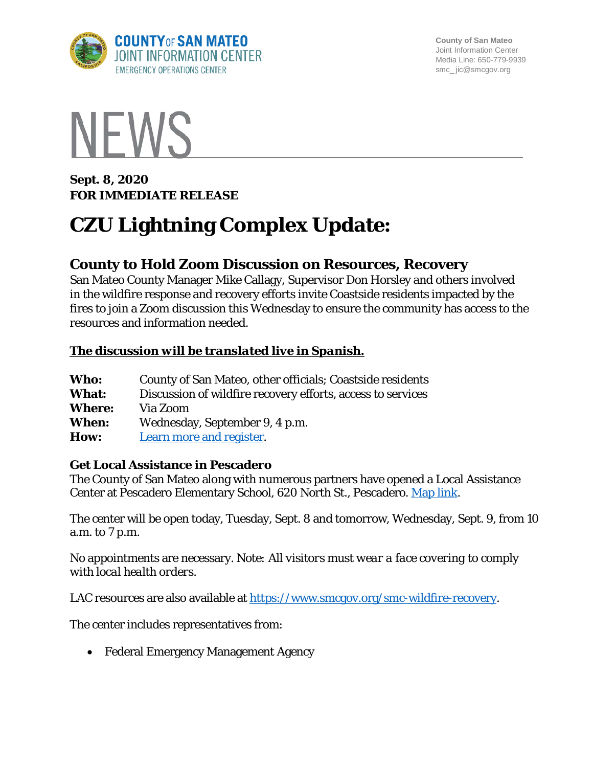COUNTY OF SAN MATEO
JOINT INFORMATION CENTER
EMERGENCY OPERATIONS CENTER

County of San Mateo
Joint Information Center
Media Line: 650-779-9939
smc_ jic@smcgov.org

# NEWS

**Sept. 8, 2020**
**FOR IMMEDIATE RELEASE**

# CZU Lightning Complex Update:

## County to Hold Zoom Discussion on Resources, Recovery

San Mateo County Manager Mike Callagy, Supervisor Don Horsley and others involved in the wildfire response and recovery efforts invite Coastside residents impacted by the fires to join a Zoom discussion this Wednesday to ensure the community has access to the resources and information needed.

***The discussion will be translated live in Spanish.***

**Who:** County of San Mateo, other officials; Coastside residents
**What:** Discussion of wildfire recovery efforts, access to services
**Where:** Via Zoom
**When:** Wednesday, September 9, 4 p.m.
**How:** Learn more and register.

### Get Local Assistance in Pescadero

The County of San Mateo along with numerous partners have opened a Local Assistance Center at Pescadero Elementary School, 620 North St., Pescadero. Map link.

The center will be open today, Tuesday, Sept. 8 and tomorrow, Wednesday, Sept. 9, from 10 a.m. to 7 p.m.

No appointments are necessary. Note: *All visitors must wear a face covering to comply with local health orders.*

LAC resources are also available at https://www.smcgov.org/smc-wildfire-recovery.

The center includes representatives from:

- Federal Emergency Management Agency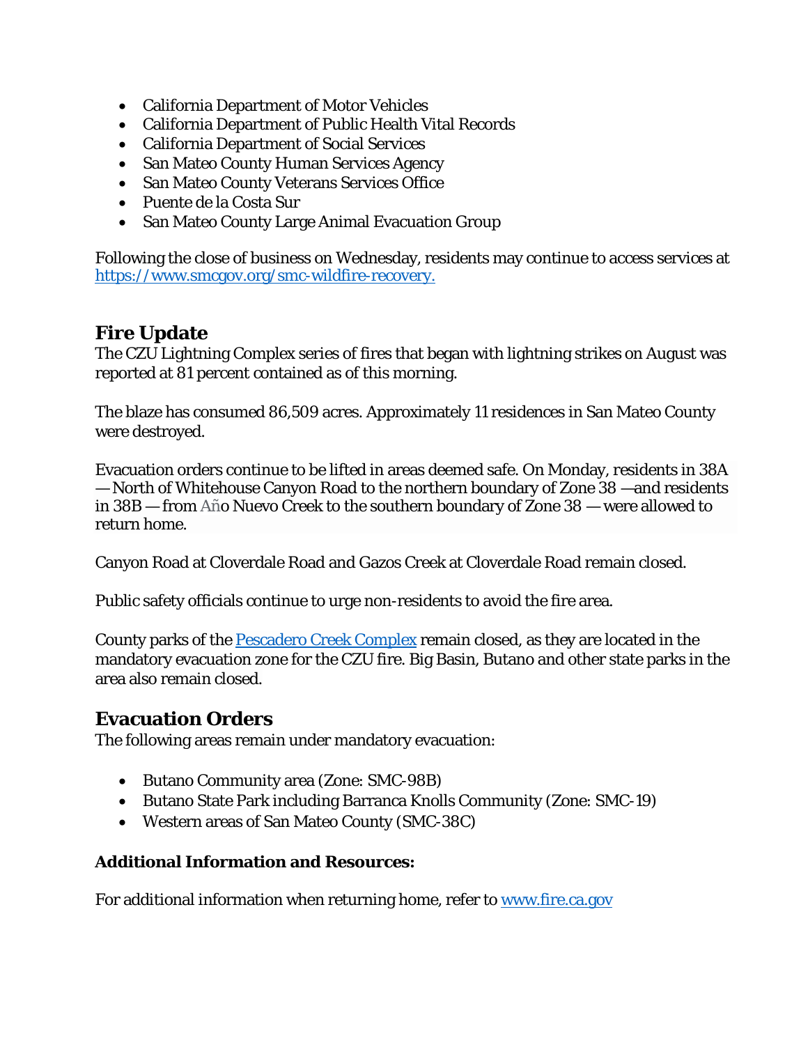- California Department of Motor Vehicles
- California Department of Public Health Vital Records
- California Department of Social Services
- San Mateo County Human Services Agency
- San Mateo County Veterans Services Office
- Puente de la Costa Sur
- San Mateo County Large Animal Evacuation Group

Following the close of business on Wednesday, residents may continue to access services at [https://www.smcgov.org/smc-wildfire-recovery.](https://www.smcgov.org/smc-wildfire-recovery)

## Fire Update

The CZU Lightning Complex series of fires that began with lightning strikes on August was reported at 81 percent contained as of this morning.

The blaze has consumed 86,509 acres. Approximately 11 residences in San Mateo County were destroyed.

Evacuation orders continue to be lifted in areas deemed safe. On Monday, residents in 38A — North of Whitehouse Canyon Road to the northern boundary of Zone 38 —and residents in 38B — from Año Nuevo Creek to the southern boundary of Zone 38 — were allowed to return home.

Canyon Road at Cloverdale Road and Gazos Creek at Cloverdale Road remain closed.

Public safety officials continue to urge non-residents to avoid the fire area.

County parks of the [Pescadero Creek Complex]() remain closed, as they are located in the mandatory evacuation zone for the CZU fire. Big Basin, Butano and other state parks in the area also remain closed.

## Evacuation Orders

The following areas remain under mandatory evacuation:

- Butano Community area (Zone: SMC-98B)
- Butano State Park including Barranca Knolls Community (Zone: SMC-19)
- Western areas of San Mateo County (SMC-38C)

**Additional Information and Resources:**

For additional information when returning home, refer to [www.fire.ca.gov](http://www.fire.ca.gov)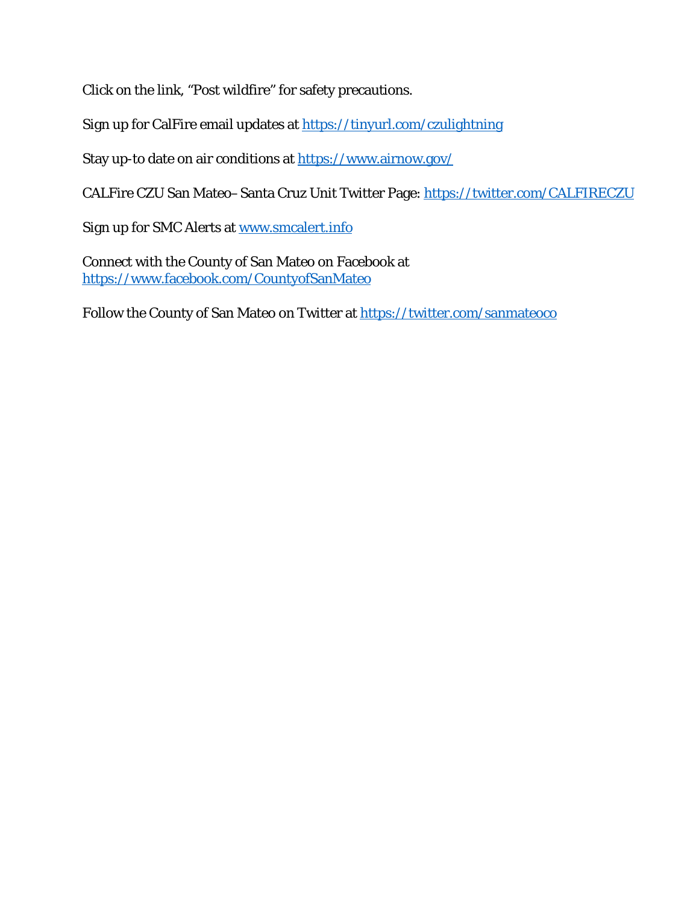Click on the link, “Post wildfire” for safety precautions.

Sign up for CalFire email updates at https://tinyurl.com/czulightning

Stay up-to date on air conditions at https://www.airnow.gov/

CALFire CZU San Mateo– Santa Cruz Unit Twitter Page: https://twitter.com/CALFIRECZU

Sign up for SMC Alerts at www.smcalert.info

Connect with the County of San Mateo on Facebook at https://www.facebook.com/CountyofSanMateo

Follow the County of San Mateo on Twitter at https://twitter.com/sanmateoco